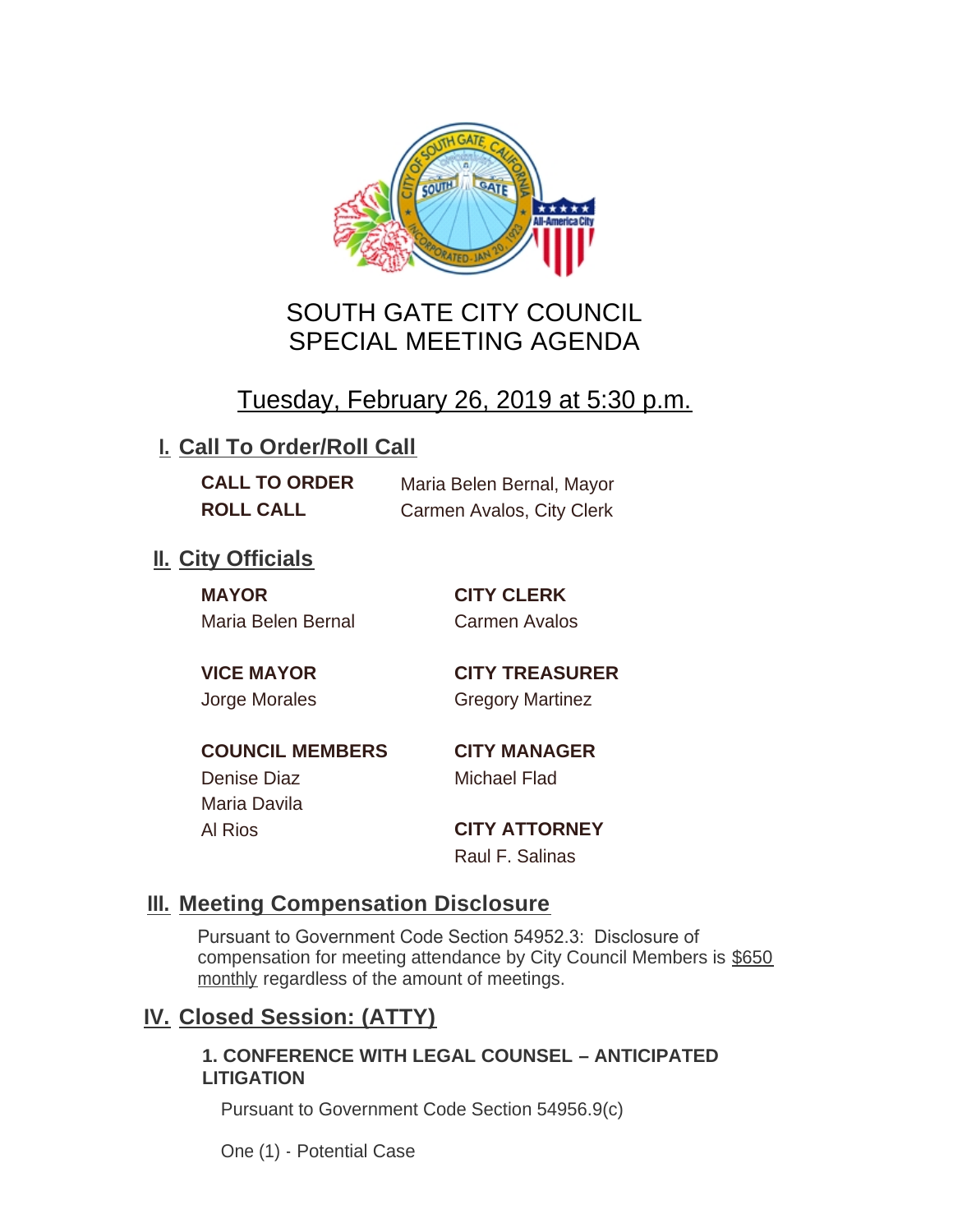# SOUTH GATE CITY COUNCIL
# SPECIAL MEETING AGENDA

## Tuesday, February 26, 2019 at 5:30 p.m.

## I. Call To Order/Roll Call

**CALL TO ORDER** Maria Belen Bernal, Mayor

**ROLL CALL** Carmen Avalos, City Clerk

## II. City Officials

**MAYOR**
Maria Belen Bernal

**VICE MAYOR**
Jorge Morales

**COUNCIL MEMBERS**
Denise Diaz
Maria Davila
Al Rios

**CITY CLERK**
Carmen Avalos

**CITY TREASURER**
Gregory Martinez

**CITY MANAGER**
Michael Flad

**CITY ATTORNEY**
Raul F. Salinas

## III. Meeting Compensation Disclosure

Pursuant to Government Code Section 54952.3: Disclosure of compensation for meeting attendance by City Council Members is $650 monthly regardless of the amount of meetings.

## IV. Closed Session: (ATTY)

**1. CONFERENCE WITH LEGAL COUNSEL – ANTICIPATED LITIGATION**

Pursuant to Government Code Section 54956.9(c)

One (1) - Potential Case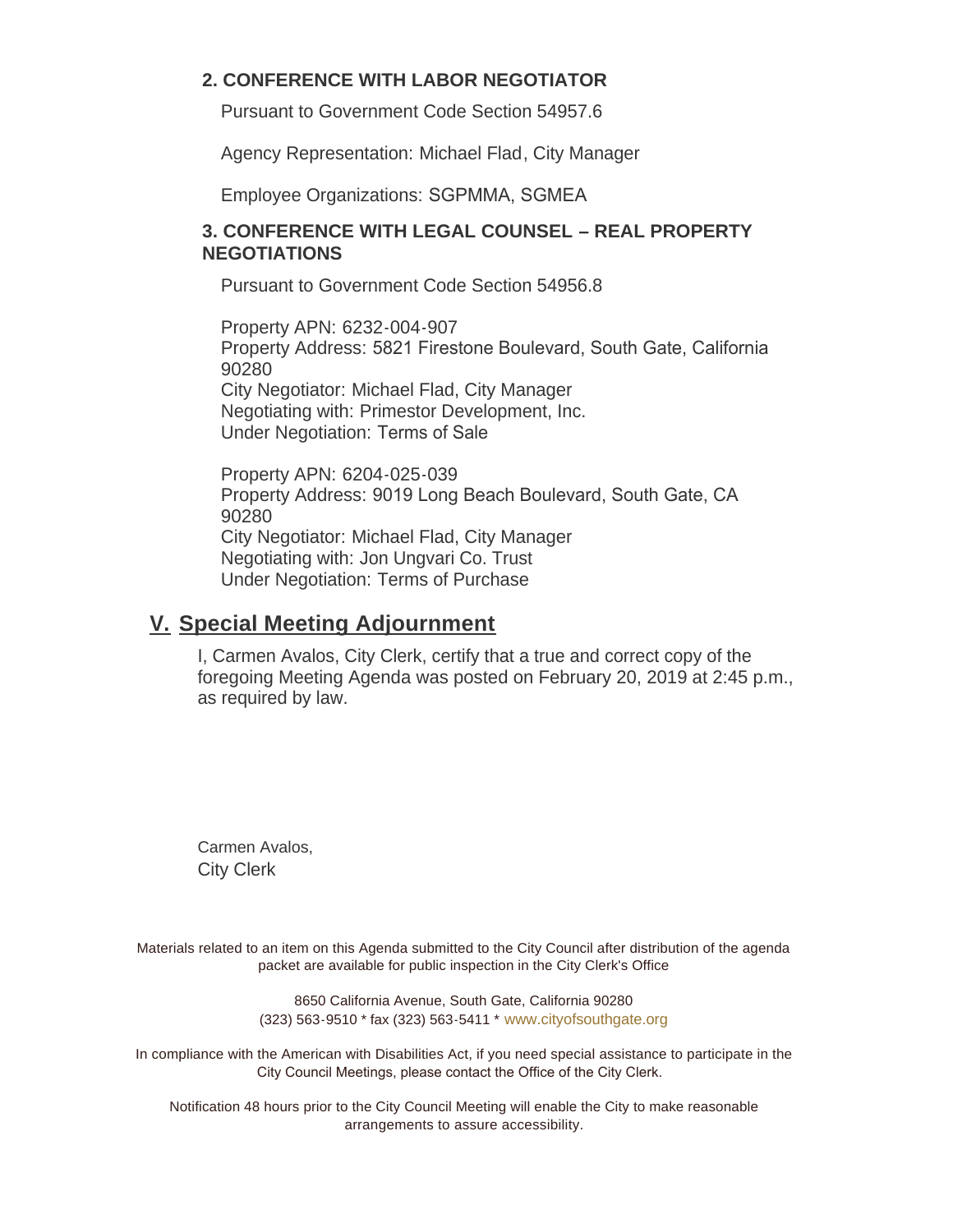### 2. CONFERENCE WITH LABOR NEGOTIATOR

Pursuant to Government Code Section 54957.6

Agency Representation: Michael Flad, City Manager

Employee Organizations: SGPMMA, SGMEA

### 3. CONFERENCE WITH LEGAL COUNSEL – REAL PROPERTY NEGOTIATIONS

Pursuant to Government Code Section 54956.8

Property APN: 6232-004-907
Property Address: 5821 Firestone Boulevard, South Gate, California 90280
City Negotiator: Michael Flad, City Manager
Negotiating with: Primestor Development, Inc.
Under Negotiation: Terms of Sale

Property APN: 6204-025-039
Property Address: 9019 Long Beach Boulevard, South Gate, CA 90280
City Negotiator: Michael Flad, City Manager
Negotiating with: Jon Ungvari Co. Trust
Under Negotiation: Terms of Purchase

## V. Special Meeting Adjournment

I, Carmen Avalos, City Clerk, certify that a true and correct copy of the foregoing Meeting Agenda was posted on February 20, 2019 at 2:45 p.m., as required by law.

Carmen Avalos,
City Clerk

Materials related to an item on this Agenda submitted to the City Council after distribution of the agenda packet are available for public inspection in the City Clerk's Office

8650 California Avenue, South Gate, California 90280
(323) 563-9510 * fax (323) 563-5411 * www.cityofsouthgate.org

In compliance with the American with Disabilities Act, if you need special assistance to participate in the City Council Meetings, please contact the Office of the City Clerk.

Notification 48 hours prior to the City Council Meeting will enable the City to make reasonable arrangements to assure accessibility.